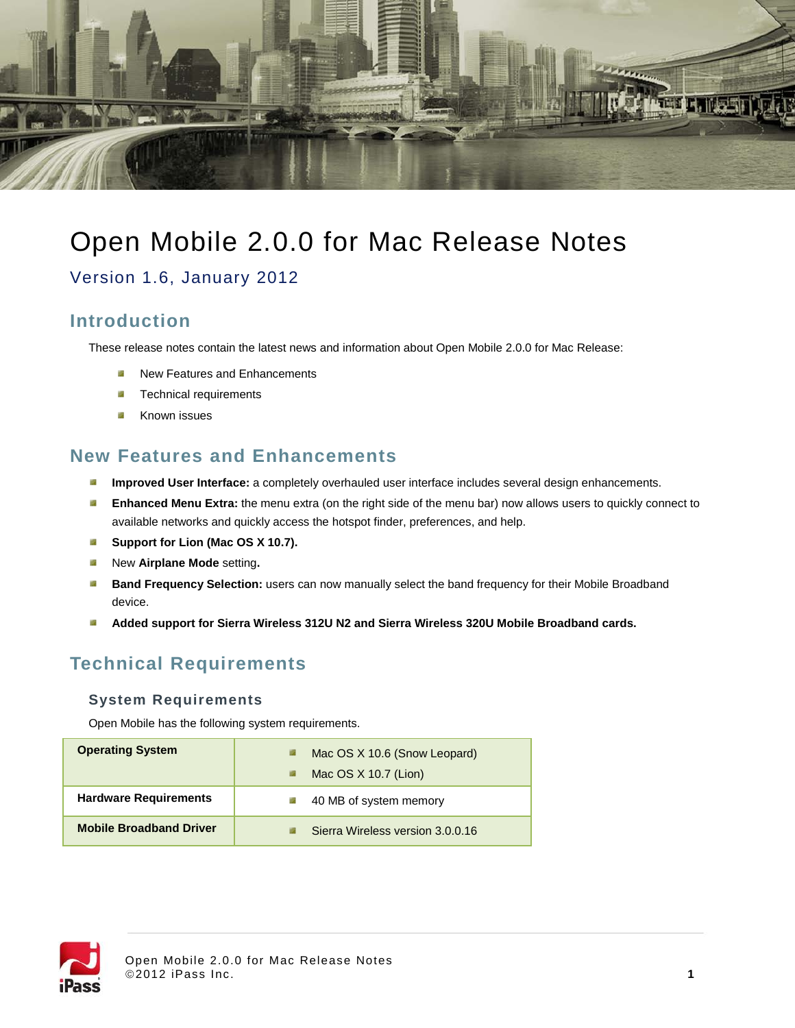# Open Mobile 2.0.0 for Mac Release Notes

## Version 1.6, January 2012

## Introduction

These release notes contain the latest news and information about Open Mobile 2.0.0 for Mac Release:

- New Features and Enhancements
- Technical requirements
- Known issues

## New Features and Enhancements

- **Improved User Interface:** a completely overhauled user interface includes several design enhancements.
- **Enhanced Menu Extra:** the menu extra (on the right side of the menu bar) now allows users to quickly connect to available networks and quickly access the hotspot finder, preferences, and help.
- **Support for Lion (Mac OS X 10.7).**
- New **Airplane Mode** setting**.**
- **Band Frequency Selection:** users can now manually select the band frequency for their Mobile Broadband device.
- **Added support for Sierra Wireless 312U N2 and Sierra Wireless 320U Mobile Broadband cards.**

## Technical Requirements

### System Requirements

Open Mobile has the following system requirements.

| | |
|---|---|
| **Operating System** | Mac OS X 10.6 (Snow Leopard)<br>Mac OS X 10.7 (Lion) |
| **Hardware Requirements** | 40 MB of system memory |
| **Mobile Broadband Driver** | Sierra Wireless version 3.0.0.16 |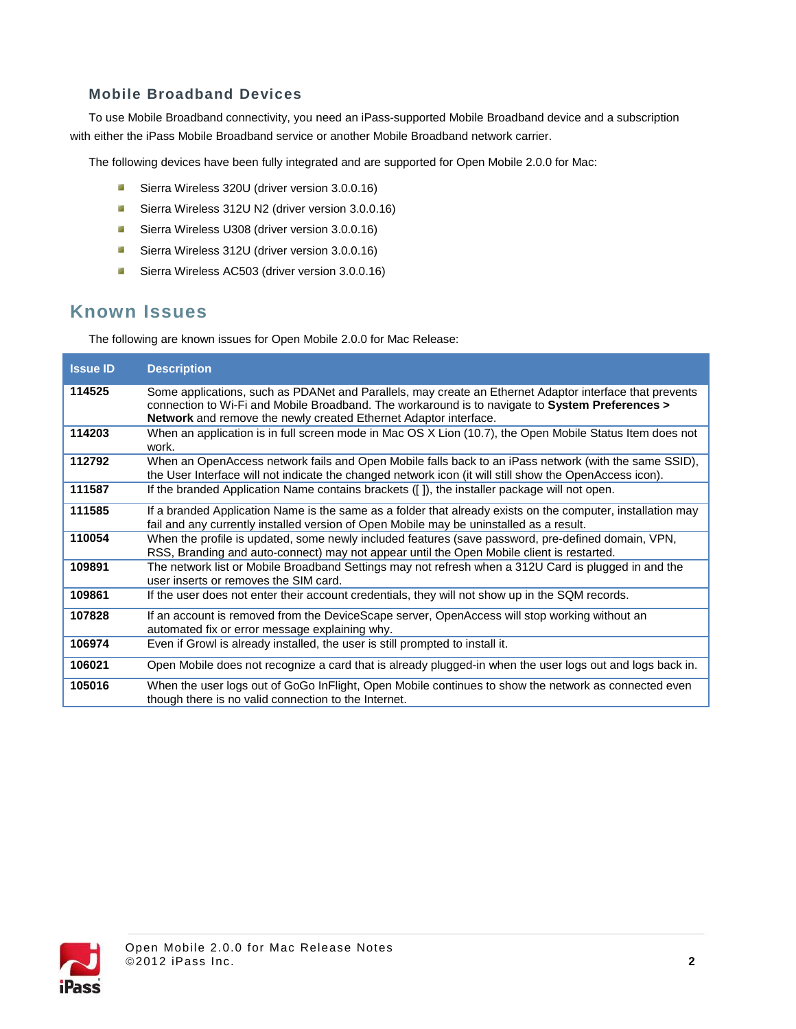### Mobile Broadband Devices

To use Mobile Broadband connectivity, you need an iPass-supported Mobile Broadband device and a subscription with either the iPass Mobile Broadband service or another Mobile Broadband network carrier.

The following devices have been fully integrated and are supported for Open Mobile 2.0.0 for Mac:

- Sierra Wireless 320U (driver version 3.0.0.16)
- Sierra Wireless 312U N2 (driver version 3.0.0.16)
- Sierra Wireless U308 (driver version 3.0.0.16)
- Sierra Wireless 312U (driver version 3.0.0.16)
- Sierra Wireless AC503 (driver version 3.0.0.16)

## Known Issues

The following are known issues for Open Mobile 2.0.0 for Mac Release:

| Issue ID | Description |
|---|---|
| **114525** | Some applications, such as PDANet and Parallels, may create an Ethernet Adaptor interface that prevents connection to Wi-Fi and Mobile Broadband. The workaround is to navigate to **System Preferences > Network** and remove the newly created Ethernet Adaptor interface. |
| **114203** | When an application is in full screen mode in Mac OS X Lion (10.7), the Open Mobile Status Item does not work. |
| **112792** | When an OpenAccess network fails and Open Mobile falls back to an iPass network (with the same SSID), the User Interface will not indicate the changed network icon (it will still show the OpenAccess icon). |
| **111587** | If the branded Application Name contains brackets ([ ]), the installer package will not open. |
| **111585** | If a branded Application Name is the same as a folder that already exists on the computer, installation may fail and any currently installed version of Open Mobile may be uninstalled as a result. |
| **110054** | When the profile is updated, some newly included features (save password, pre-defined domain, VPN, RSS, Branding and auto-connect) may not appear until the Open Mobile client is restarted. |
| **109891** | The network list or Mobile Broadband Settings may not refresh when a 312U Card is plugged in and the user inserts or removes the SIM card. |
| **109861** | If the user does not enter their account credentials, they will not show up in the SQM records. |
| **107828** | If an account is removed from the DeviceScape server, OpenAccess will stop working without an automated fix or error message explaining why. |
| **106974** | Even if Growl is already installed, the user is still prompted to install it. |
| **106021** | Open Mobile does not recognize a card that is already plugged-in when the user logs out and logs back in. |
| **105016** | When the user logs out of GoGo InFlight, Open Mobile continues to show the network as connected even though there is no valid connection to the Internet. |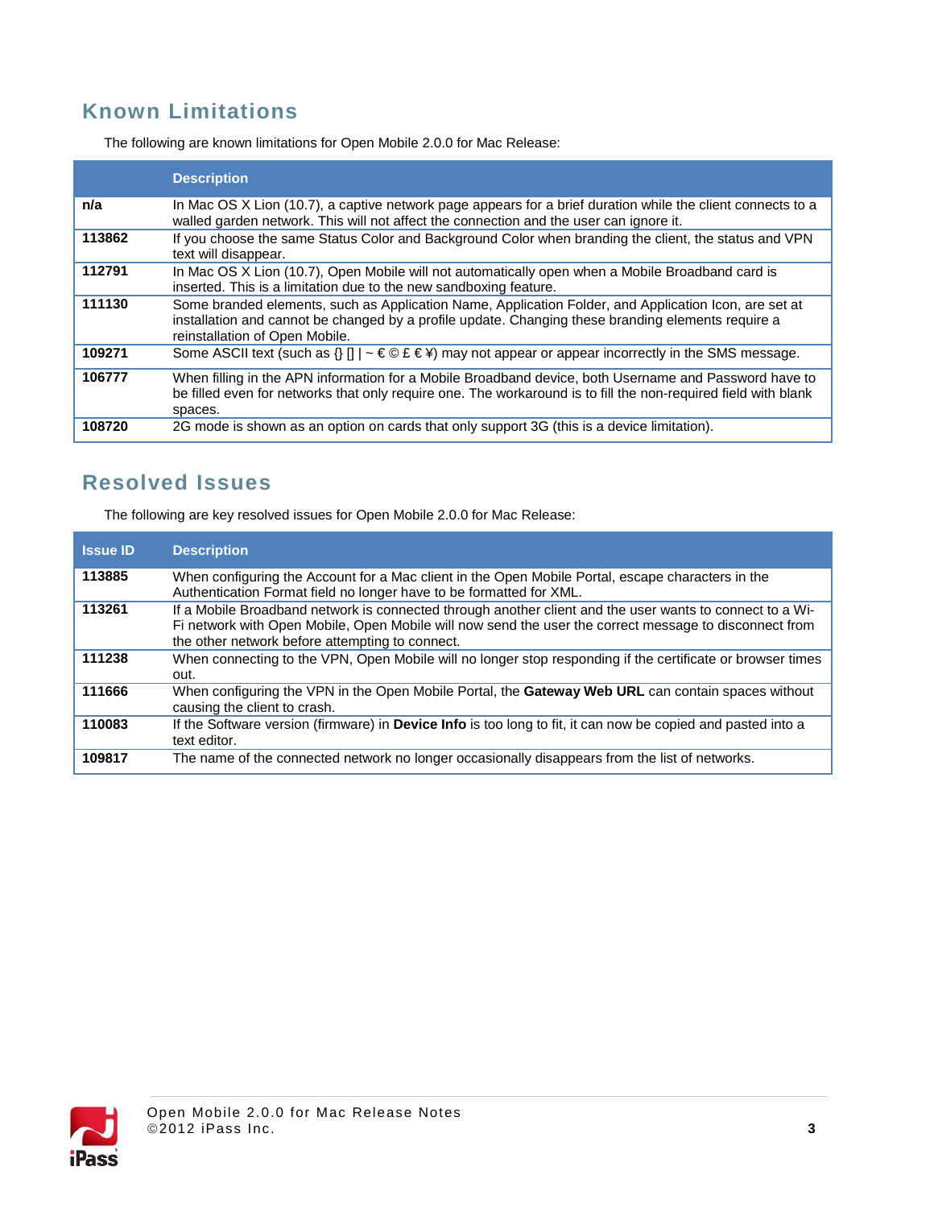## Known Limitations

The following are known limitations for Open Mobile 2.0.0 for Mac Release:

| | Description |
|---|---|
| **n/a** | In Mac OS X Lion (10.7), a captive network page appears for a brief duration while the client connects to a walled garden network. This will not affect the connection and the user can ignore it. |
| **113862** | If you choose the same Status Color and Background Color when branding the client, the status and VPN text will disappear. |
| **112791** | In Mac OS X Lion (10.7), Open Mobile will not automatically open when a Mobile Broadband card is inserted. This is a limitation due to the new sandboxing feature. |
| **111130** | Some branded elements, such as Application Name, Application Folder, and Application Icon, are set at installation and cannot be changed by a profile update. Changing these branding elements require a reinstallation of Open Mobile. |
| **109271** | Some ASCII text (such as {} [] \| ~ € © £ € ¥) may not appear or appear incorrectly in the SMS message. |
| **106777** | When filling in the APN information for a Mobile Broadband device, both Username and Password have to be filled even for networks that only require one. The workaround is to fill the non-required field with blank spaces. |
| **108720** | 2G mode is shown as an option on cards that only support 3G (this is a device limitation). |

## Resolved Issues

The following are key resolved issues for Open Mobile 2.0.0 for Mac Release:

| Issue ID | Description |
|---|---|
| **113885** | When configuring the Account for a Mac client in the Open Mobile Portal, escape characters in the Authentication Format field no longer have to be formatted for XML. |
| **113261** | If a Mobile Broadband network is connected through another client and the user wants to connect to a Wi-Fi network with Open Mobile, Open Mobile will now send the user the correct message to disconnect from the other network before attempting to connect. |
| **111238** | When connecting to the VPN, Open Mobile will no longer stop responding if the certificate or browser times out. |
| **111666** | When configuring the VPN in the Open Mobile Portal, the **Gateway Web URL** can contain spaces without causing the client to crash. |
| **110083** | If the Software version (firmware) in **Device Info** is too long to fit, it can now be copied and pasted into a text editor. |
| **109817** | The name of the connected network no longer occasionally disappears from the list of networks. |